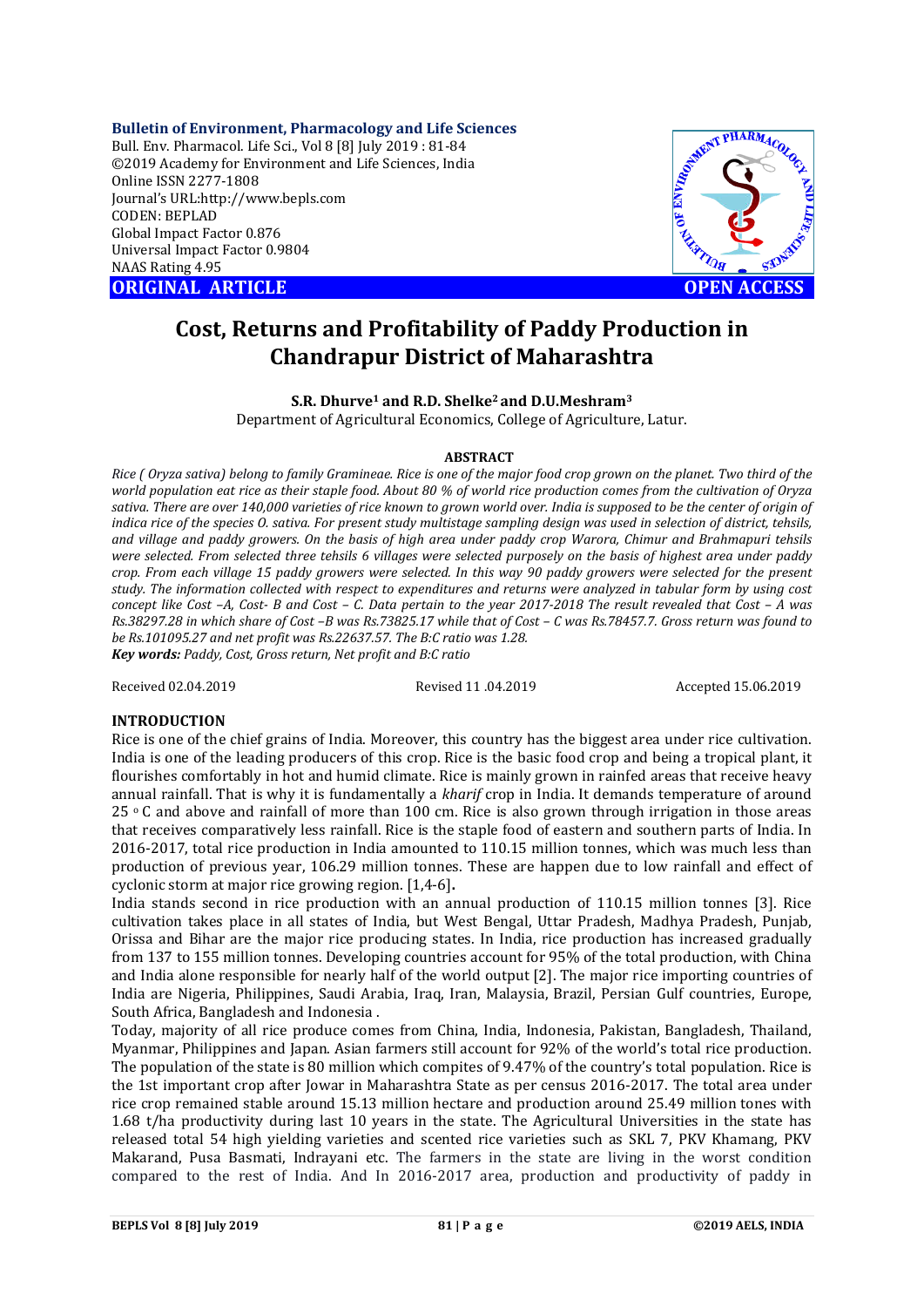**Bulletin of Environment, Pharmacology and Life Sciences**
Bull. Env. Pharmacol. Life Sci., Vol 8 [8] July 2019 : 81-84
©2019 Academy for Environment and Life Sciences, India
Online ISSN 2277-1808
Journal's URL:http://www.bepls.com
CODEN: BEPLAD
Global Impact Factor 0.876
Universal Impact Factor 0.9804
NAAS Rating 4.95

**ORIGINAL ARTICLE** **OPEN ACCESS**

# Cost, Returns and Profitability of Paddy Production in Chandrapur District of Maharashtra

**S.R. Dhurve[1] and R.D. Shelke[2] and D.U.Meshram[3]**

Department of Agricultural Economics, College of Agriculture, Latur.

## ABSTRACT

*Rice ( Oryza sativa) belong to family Gramineae. Rice is one of the major food crop grown on the planet. Two third of the world population eat rice as their staple food. About 80 % of world rice production comes from the cultivation of Oryza sativa. There are over 140,000 varieties of rice known to grown world over. India is supposed to be the center of origin of indica rice of the species O. sativa. For present study multistage sampling design was used in selection of district, tehsils, and village and paddy growers. On the basis of high area under paddy crop Warora, Chimur and Brahmapuri tehsils were selected. From selected three tehsils 6 villages were selected purposely on the basis of highest area under paddy crop. From each village 15 paddy growers were selected. In this way 90 paddy growers were selected for the present study. The information collected with respect to expenditures and returns were analyzed in tabular form by using cost concept like Cost –A, Cost- B and Cost – C. Data pertain to the year 2017-2018 The result revealed that Cost – A was Rs.38297.28 in which share of Cost –B was Rs.73825.17 while that of Cost – C was Rs.78457.7. Gross return was found to be Rs.101095.27 and net profit was Rs.22637.57. The B:C ratio was 1.28.*

***Key words:*** *Paddy, Cost, Gross return, Net profit and B:C ratio*

Received 02.04.2019 Revised 11 .04.2019 Accepted 15.06.2019

## INTRODUCTION

Rice is one of the chief grains of India. Moreover, this country has the biggest area under rice cultivation. India is one of the leading producers of this crop. Rice is the basic food crop and being a tropical plant, it flourishes comfortably in hot and humid climate. Rice is mainly grown in rainfed areas that receive heavy annual rainfall. That is why it is fundamentally a *kharif* crop in India. It demands temperature of around 25 °C and above and rainfall of more than 100 cm. Rice is also grown through irrigation in those areas that receives comparatively less rainfall. Rice is the staple food of eastern and southern parts of India. In 2016-2017, total rice production in India amounted to 110.15 million tonnes, which was much less than production of previous year, 106.29 million tonnes. These are happen due to low rainfall and effect of cyclonic storm at major rice growing region. [1,4-6]**.**

India stands second in rice production with an annual production of 110.15 million tonnes [3]. Rice cultivation takes place in all states of India, but West Bengal, Uttar Pradesh, Madhya Pradesh, Punjab, Orissa and Bihar are the major rice producing states. In India, rice production has increased gradually from 137 to 155 million tonnes. Developing countries account for 95% of the total production, with China and India alone responsible for nearly half of the world output [2]. The major rice importing countries of India are Nigeria, Philippines, Saudi Arabia, Iraq, Iran, Malaysia, Brazil, Persian Gulf countries, Europe, South Africa, Bangladesh and Indonesia .

Today, majority of all rice produce comes from China, India, Indonesia, Pakistan, Bangladesh, Thailand, Myanmar, Philippines and Japan. Asian farmers still account for 92% of the world's total rice production. The population of the state is 80 million which compites of 9.47% of the country's total population. Rice is the 1st important crop after Jowar in Maharashtra State as per census 2016-2017. The total area under rice crop remained stable around 15.13 million hectare and production around 25.49 million tones with 1.68 t/ha productivity during last 10 years in the state. The Agricultural Universities in the state has released total 54 high yielding varieties and scented rice varieties such as SKL 7, PKV Khamang, PKV Makarand, Pusa Basmati, Indrayani etc. The farmers in the state are living in the worst condition compared to the rest of India. And In 2016-2017 area, production and productivity of paddy in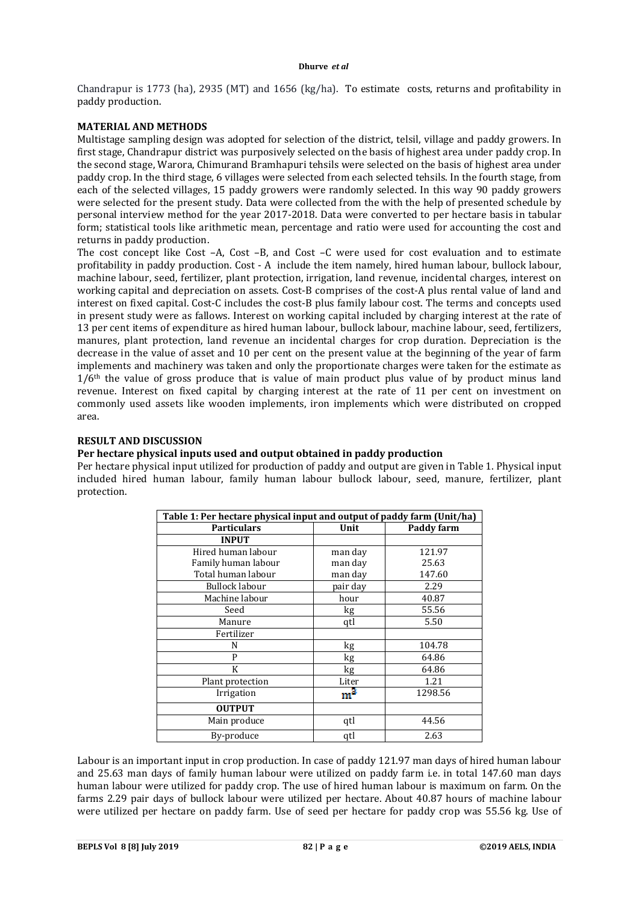Chandrapur is 1773 (ha), 2935 (MT) and 1656 (kg/ha). To estimate costs, returns and profitability in paddy production.

## MATERIAL AND METHODS

Multistage sampling design was adopted for selection of the district, telsil, village and paddy growers. In first stage, Chandrapur district was purposively selected on the basis of highest area under paddy crop. In the second stage, Warora, Chimurand Bramhapuri tehsils were selected on the basis of highest area under paddy crop. In the third stage, 6 villages were selected from each selected tehsils. In the fourth stage, from each of the selected villages, 15 paddy growers were randomly selected. In this way 90 paddy growers were selected for the present study. Data were collected from the with the help of presented schedule by personal interview method for the year 2017-2018. Data were converted to per hectare basis in tabular form; statistical tools like arithmetic mean, percentage and ratio were used for accounting the cost and returns in paddy production.

The cost concept like Cost –A, Cost –B, and Cost –C were used for cost evaluation and to estimate profitability in paddy production. Cost - A include the item namely, hired human labour, bullock labour, machine labour, seed, fertilizer, plant protection, irrigation, land revenue, incidental charges, interest on working capital and depreciation on assets. Cost-B comprises of the cost-A plus rental value of land and interest on fixed capital. Cost-C includes the cost-B plus family labour cost. The terms and concepts used in present study were as fallows. Interest on working capital included by charging interest at the rate of 13 per cent items of expenditure as hired human labour, bullock labour, machine labour, seed, fertilizers, manures, plant protection, land revenue an incidental charges for crop duration. Depreciation is the decrease in the value of asset and 10 per cent on the present value at the beginning of the year of farm implements and machinery was taken and only the proportionate charges were taken for the estimate as $1/6^{th}$ the value of gross produce that is value of main product plus value of by product minus land revenue. Interest on fixed capital by charging interest at the rate of 11 per cent on investment on commonly used assets like wooden implements, iron implements which were distributed on cropped area.

## RESULT AND DISCUSSION

### Per hectare physical inputs used and output obtained in paddy production

Per hectare physical input utilized for production of paddy and output are given in Table 1. Physical input included hired human labour, family human labour bullock labour, seed, manure, fertilizer, plant protection.

**Table 1: Per hectare physical input and output of paddy farm (Unit/ha)**

| Particulars | Unit | Paddy farm |
|---|---|---|
| **INPUT** | | |
| Hired human labour | man day | 121.97 |
| Family human labour | man day | 25.63 |
| Total human labour | man day | 147.60 |
| Bullock labour | pair day | 2.29 |
| Machine labour | hour | 40.87 |
| Seed | kg | 55.56 |
| Manure | qtl | 5.50 |
| Fertilizer | | |
| N | kg | 104.78 |
| P | kg | 64.86 |
| K | kg | 64.86 |
| Plant protection | Liter | 1.21 |
| Irrigation | $m^3$ | 1298.56 |
| **OUTPUT** | | |
| Main produce | qtl | 44.56 |
| By-produce | qtl | 2.63 |

Labour is an important input in crop production. In case of paddy 121.97 man days of hired human labour and 25.63 man days of family human labour were utilized on paddy farm i.e. in total 147.60 man days human labour were utilized for paddy crop. The use of hired human labour is maximum on farm. On the farms 2.29 pair days of bullock labour were utilized per hectare. About 40.87 hours of machine labour were utilized per hectare on paddy farm. Use of seed per hectare for paddy crop was 55.56 kg. Use of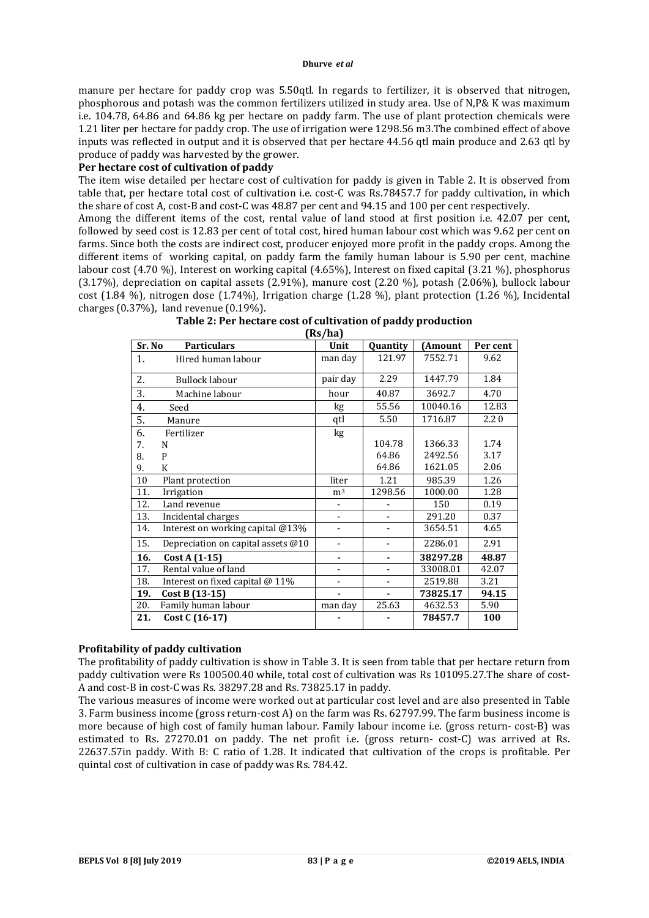manure per hectare for paddy crop was 5.50qtl. In regards to fertilizer, it is observed that nitrogen, phosphorous and potash was the common fertilizers utilized in study area. Use of N,P& K was maximum i.e. 104.78, 64.86 and 64.86 kg per hectare on paddy farm. The use of plant protection chemicals were 1.21 liter per hectare for paddy crop. The use of irrigation were 1298.56 m3.The combined effect of above inputs was reflected in output and it is observed that per hectare 44.56 qtl main produce and 2.63 qtl by produce of paddy was harvested by the grower.

**Per hectare cost of cultivation of paddy**

The item wise detailed per hectare cost of cultivation for paddy is given in Table 2. It is observed from table that, per hectare total cost of cultivation i.e. cost-C was Rs.78457.7 for paddy cultivation, in which the share of cost A, cost-B and cost-C was 48.87 per cent and 94.15 and 100 per cent respectively.

Among the different items of the cost, rental value of land stood at first position i.e. 42.07 per cent, followed by seed cost is 12.83 per cent of total cost, hired human labour cost which was 9.62 per cent on farms. Since both the costs are indirect cost, producer enjoyed more profit in the paddy crops. Among the different items of working capital, on paddy farm the family human labour is 5.90 per cent, machine labour cost (4.70 %), Interest on working capital (4.65%), Interest on fixed capital (3.21 %), phosphorus (3.17%), depreciation on capital assets (2.91%), manure cost (2.20 %), potash (2.06%), bullock labour cost (1.84 %), nitrogen dose (1.74%), Irrigation charge (1.28 %), plant protection (1.26 %), Incidental charges (0.37%), land revenue (0.19%).

**Table 2: Per hectare cost of cultivation of paddy production (Rs/ha)**

| Sr. No | Particulars | Unit | Quantity | (Amount | Per cent |
|---|---|---|---|---|---|
| 1. | Hired human labour | man day | 121.97 | 7552.71 | 9.62 |
| 2. | Bullock labour | pair day | 2.29 | 1447.79 | 1.84 |
| 3. | Machine labour | hour | 40.87 | 3692.7 | 4.70 |
| 4. | Seed | kg | 55.56 | 10040.16 | 12.83 |
| 5. | Manure | qtl | 5.50 | 1716.87 | 2.2 0 |
| 6. | Fertilizer | kg | | | |
| 7. | N | | 104.78 | 1366.33 | 1.74 |
| 8. | P | | 64.86 | 2492.56 | 3.17 |
| 9. | K | | 64.86 | 1621.05 | 2.06 |
| 10 | Plant protection | liter | 1.21 | 985.39 | 1.26 |
| 11. | Irrigation | m$^3$ | 1298.56 | 1000.00 | 1.28 |
| 12. | Land revenue | - | - | 150 | 0.19 |
| 13. | Incidental charges | - | - | 291.20 | 0.37 |
| 14. | Interest on working capital @13% | - | - | 3654.51 | 4.65 |
| 15. | Depreciation on capital assets @10 | - | - | 2286.01 | 2.91 |
| **16.** | **Cost A (1-15)** | **-** | **-** | **38297.28** | **48.87** |
| 17. | Rental value of land | - | - | 33008.01 | 42.07 |
| 18. | Interest on fixed capital @ 11% | - | - | 2519.88 | 3.21 |
| **19.** | **Cost B (13-15)** | **-** | **-** | **73825.17** | **94.15** |
| 20. | Family human labour | man day | 25.63 | 4632.53 | 5.90 |
| **21.** | **Cost C (16-17)** | **-** | **-** | **78457.7** | **100** |

**Profitability of paddy cultivation**

The profitability of paddy cultivation is show in Table 3. It is seen from table that per hectare return from paddy cultivation were Rs 100500.40 while, total cost of cultivation was Rs 101095.27.The share of cost-A and cost-B in cost-C was Rs. 38297.28 and Rs. 73825.17 in paddy.

The various measures of income were worked out at particular cost level and are also presented in Table 3. Farm business income (gross return-cost A) on the farm was Rs. 62797.99. The farm business income is more because of high cost of family human labour. Family labour income i.e. (gross return- cost-B) was estimated to Rs. 27270.01 on paddy. The net profit i.e. (gross return- cost-C) was arrived at Rs. 22637.57in paddy. With B: C ratio of 1.28. It indicated that cultivation of the crops is profitable. Per quintal cost of cultivation in case of paddy was Rs. 784.42.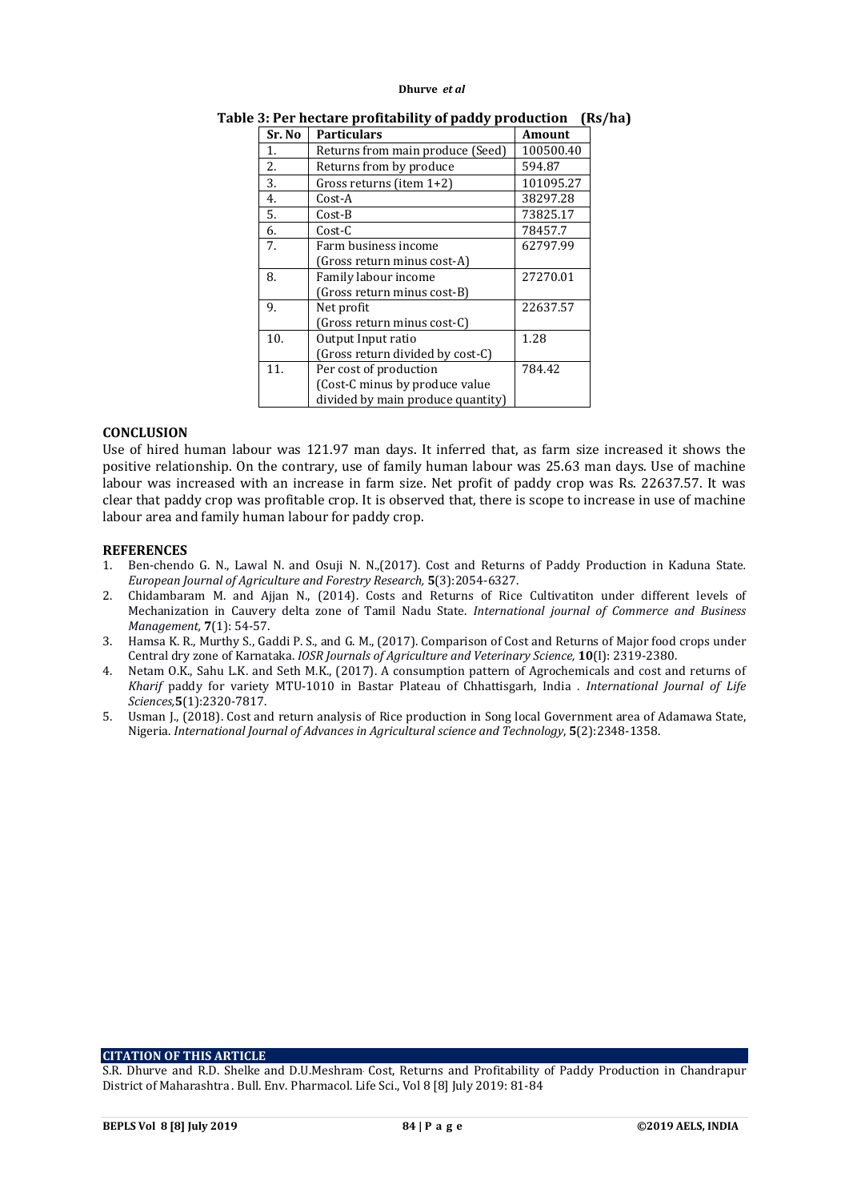**Table 3: Per hectare profitability of paddy production (Rs/ha)**

| Sr. No | Particulars | Amount |
|---|---|---|
| 1. | Returns from main produce (Seed) | 100500.40 |
| 2. | Returns from by produce | 594.87 |
| 3. | Gross returns (item 1+2) | 101095.27 |
| 4. | Cost-A | 38297.28 |
| 5. | Cost-B | 73825.17 |
| 6. | Cost-C | 78457.7 |
| 7. | Farm business income (Gross return minus cost-A) | 62797.99 |
| 8. | Family labour income (Gross return minus cost-B) | 27270.01 |
| 9. | Net profit (Gross return minus cost-C) | 22637.57 |
| 10. | Output Input ratio (Gross return divided by cost-C) | 1.28 |
| 11. | Per cost of production (Cost-C minus by produce value divided by main produce quantity) | 784.42 |

## CONCLUSION

Use of hired human labour was 121.97 man days. It inferred that, as farm size increased it shows the positive relationship. On the contrary, use of family human labour was 25.63 man days. Use of machine labour was increased with an increase in farm size. Net profit of paddy crop was Rs. 22637.57. It was clear that paddy crop was profitable crop. It is observed that, there is scope to increase in use of machine labour area and family human labour for paddy crop.

## REFERENCES

1. Ben-chendo G. N., Lawal N. and Osuji N. N.,(2017). Cost and Returns of Paddy Production in Kaduna State. *European Journal of Agriculture and Forestry Research,* **5**(3):2054-6327.
2. Chidambaram M. and Ajjan N., (2014). Costs and Returns of Rice Cultivatiton under different levels of Mechanization in Cauvery delta zone of Tamil Nadu State. *International journal of Commerce and Business Management,* **7**(1): 54-57.
3. Hamsa K. R., Murthy S., Gaddi P. S., and G. M., (2017). Comparison of Cost and Returns of Major food crops under Central dry zone of Karnataka. *IOSR Journals of Agriculture and Veterinary Science,* **10**(I): 2319-2380.
4. Netam O.K., Sahu L.K. and Seth M.K., (2017). A consumption pattern of Agrochemicals and cost and returns of *Kharif* paddy for variety MTU-1010 in Bastar Plateau of Chhattisgarh, India . *International Journal of Life Sciences,* **5**(1):2320-7817.
5. Usman J., (2018). Cost and return analysis of Rice production in Song local Government area of Adamawa State, Nigeria. *International Journal of Advances in Agricultural science and Technology*, **5**(2):2348-1358.

**CITATION OF THIS ARTICLE**

S.R. Dhurve and R.D. Shelke and D.U.Meshram. Cost, Returns and Profitability of Paddy Production in Chandrapur District of Maharashtra . Bull. Env. Pharmacol. Life Sci., Vol 8 [8] July 2019: 81-84